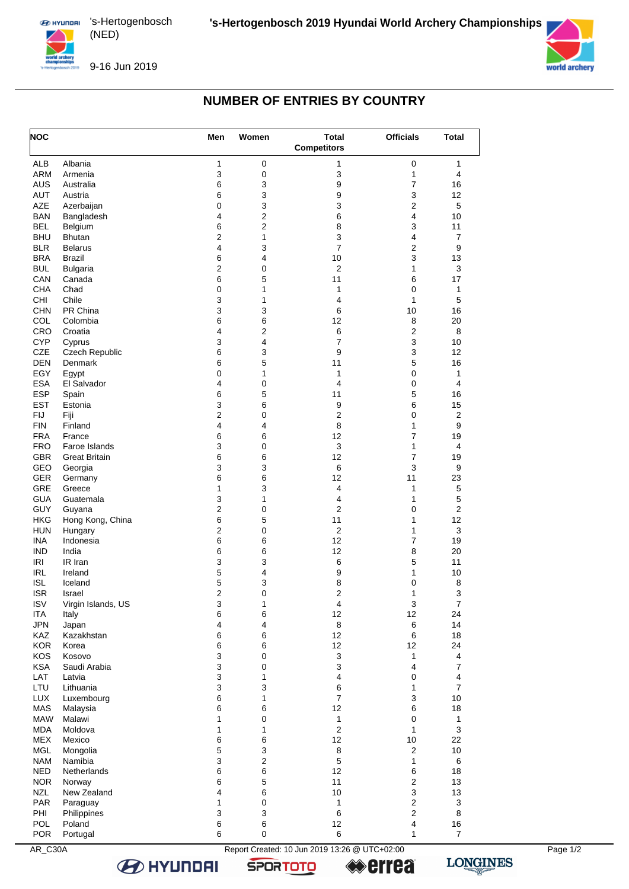's-Hertogenbosch (NED)

9-16 Jun 2019

**'s-Hertogenbosch 2019 Hyundai World Archery Championships**

## NUMBER OF ENTRIES BY COUNTRY

| NOC | | Men | Women | Total Competitors | Officials | Total |
|---|---|---|---|---|---|---|
| ALB | Albania | 1 | 0 | 1 | 0 | 1 |
| ARM | Armenia | 3 | 0 | 3 | 1 | 4 |
| AUS | Australia | 6 | 3 | 9 | 7 | 16 |
| AUT | Austria | 6 | 3 | 9 | 3 | 12 |
| AZE | Azerbaijan | 0 | 3 | 3 | 2 | 5 |
| BAN | Bangladesh | 4 | 2 | 6 | 4 | 10 |
| BEL | Belgium | 6 | 2 | 8 | 3 | 11 |
| BHU | Bhutan | 2 | 1 | 3 | 4 | 7 |
| BLR | Belarus | 4 | 3 | 7 | 2 | 9 |
| BRA | Brazil | 6 | 4 | 10 | 3 | 13 |
| BUL | Bulgaria | 2 | 0 | 2 | 1 | 3 |
| CAN | Canada | 6 | 5 | 11 | 6 | 17 |
| CHA | Chad | 0 | 1 | 1 | 0 | 1 |
| CHI | Chile | 3 | 1 | 4 | 1 | 5 |
| CHN | PR China | 3 | 3 | 6 | 10 | 16 |
| COL | Colombia | 6 | 6 | 12 | 8 | 20 |
| CRO | Croatia | 4 | 2 | 6 | 2 | 8 |
| CYP | Cyprus | 3 | 4 | 7 | 3 | 10 |
| CZE | Czech Republic | 6 | 3 | 9 | 3 | 12 |
| DEN | Denmark | 6 | 5 | 11 | 5 | 16 |
| EGY | Egypt | 0 | 1 | 1 | 0 | 1 |
| ESA | El Salvador | 4 | 0 | 4 | 0 | 4 |
| ESP | Spain | 6 | 5 | 11 | 5 | 16 |
| EST | Estonia | 3 | 6 | 9 | 6 | 15 |
| FIJ | Fiji | 2 | 0 | 2 | 0 | 2 |
| FIN | Finland | 4 | 4 | 8 | 1 | 9 |
| FRA | France | 6 | 6 | 12 | 7 | 19 |
| FRO | Faroe Islands | 3 | 0 | 3 | 1 | 4 |
| GBR | Great Britain | 6 | 6 | 12 | 7 | 19 |
| GEO | Georgia | 3 | 3 | 6 | 3 | 9 |
| GER | Germany | 6 | 6 | 12 | 11 | 23 |
| GRE | Greece | 1 | 3 | 4 | 1 | 5 |
| GUA | Guatemala | 3 | 1 | 4 | 1 | 5 |
| GUY | Guyana | 2 | 0 | 2 | 0 | 2 |
| HKG | Hong Kong, China | 6 | 5 | 11 | 1 | 12 |
| HUN | Hungary | 2 | 0 | 2 | 1 | 3 |
| INA | Indonesia | 6 | 6 | 12 | 7 | 19 |
| IND | India | 6 | 6 | 12 | 8 | 20 |
| IRI | IR Iran | 3 | 3 | 6 | 5 | 11 |
| IRL | Ireland | 5 | 4 | 9 | 1 | 10 |
| ISL | Iceland | 5 | 3 | 8 | 0 | 8 |
| ISR | Israel | 2 | 0 | 2 | 1 | 3 |
| ISV | Virgin Islands, US | 3 | 1 | 4 | 3 | 7 |
| ITA | Italy | 6 | 6 | 12 | 12 | 24 |
| JPN | Japan | 4 | 4 | 8 | 6 | 14 |
| KAZ | Kazakhstan | 6 | 6 | 12 | 6 | 18 |
| KOR | Korea | 6 | 6 | 12 | 12 | 24 |
| KOS | Kosovo | 3 | 0 | 3 | 1 | 4 |
| KSA | Saudi Arabia | 3 | 0 | 3 | 4 | 7 |
| LAT | Latvia | 3 | 1 | 4 | 0 | 4 |
| LTU | Lithuania | 3 | 3 | 6 | 1 | 7 |
| LUX | Luxembourg | 6 | 1 | 7 | 3 | 10 |
| MAS | Malaysia | 6 | 6 | 12 | 6 | 18 |
| MAW | Malawi | 1 | 0 | 1 | 0 | 1 |
| MDA | Moldova | 1 | 1 | 2 | 1 | 3 |
| MEX | Mexico | 6 | 6 | 12 | 10 | 22 |
| MGL | Mongolia | 5 | 3 | 8 | 2 | 10 |
| NAM | Namibia | 3 | 2 | 5 | 1 | 6 |
| NED | Netherlands | 6 | 6 | 12 | 6 | 18 |
| NOR | Norway | 6 | 5 | 11 | 2 | 13 |
| NZL | New Zealand | 4 | 6 | 10 | 3 | 13 |
| PAR | Paraguay | 1 | 0 | 1 | 2 | 3 |
| PHI | Philippines | 3 | 3 | 6 | 2 | 8 |
| POL | Poland | 6 | 6 | 12 | 4 | 16 |
| POR | Portugal | 6 | 0 | 6 | 1 | 7 |

AR_C30A Report Created: 10 Jun 2019 13:26 @ UTC+02:00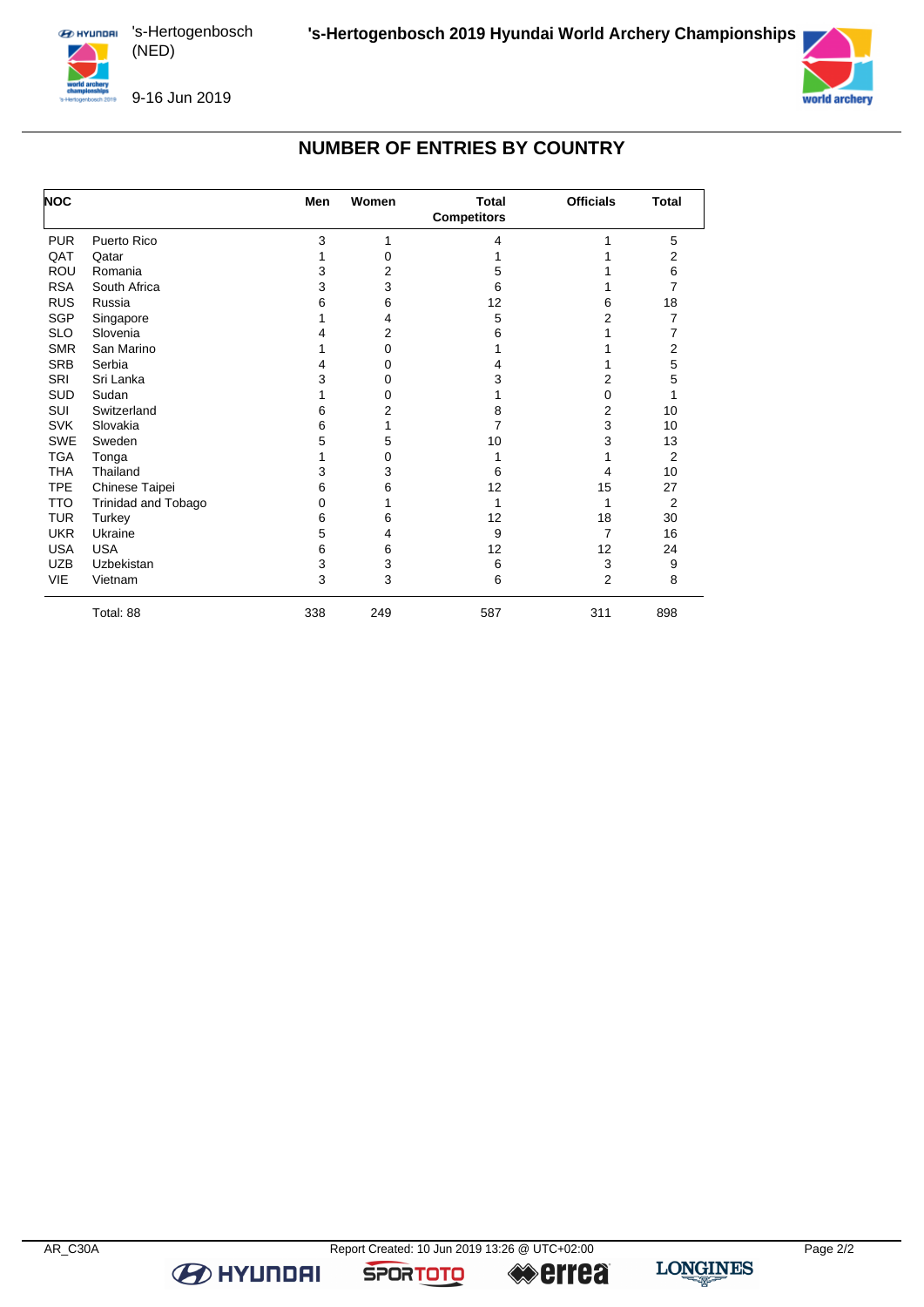## NUMBER OF ENTRIES BY COUNTRY

| NOC | | Men | Women | Total Competitors | Officials | Total |
|---|---|---|---|---|---|---|
| PUR | Puerto Rico | 3 | 1 | 4 | 1 | 5 |
| QAT | Qatar | 1 | 0 | 1 | 1 | 2 |
| ROU | Romania | 3 | 2 | 5 | 1 | 6 |
| RSA | South Africa | 3 | 3 | 6 | 1 | 7 |
| RUS | Russia | 6 | 6 | 12 | 6 | 18 |
| SGP | Singapore | 1 | 4 | 5 | 2 | 7 |
| SLO | Slovenia | 4 | 2 | 6 | 1 | 7 |
| SMR | San Marino | 1 | 0 | 1 | 1 | 2 |
| SRB | Serbia | 4 | 0 | 4 | 1 | 5 |
| SRI | Sri Lanka | 3 | 0 | 3 | 2 | 5 |
| SUD | Sudan | 1 | 0 | 1 | 0 | 1 |
| SUI | Switzerland | 6 | 2 | 8 | 2 | 10 |
| SVK | Slovakia | 6 | 1 | 7 | 3 | 10 |
| SWE | Sweden | 5 | 5 | 10 | 3 | 13 |
| TGA | Tonga | 1 | 0 | 1 | 1 | 2 |
| THA | Thailand | 3 | 3 | 6 | 4 | 10 |
| TPE | Chinese Taipei | 6 | 6 | 12 | 15 | 27 |
| TTO | Trinidad and Tobago | 0 | 1 | 1 | 1 | 2 |
| TUR | Turkey | 6 | 6 | 12 | 18 | 30 |
| UKR | Ukraine | 5 | 4 | 9 | 7 | 16 |
| USA | USA | 6 | 6 | 12 | 12 | 24 |
| UZB | Uzbekistan | 3 | 3 | 6 | 3 | 9 |
| VIE | Vietnam | 3 | 3 | 6 | 2 | 8 |
| | Total: 88 | 338 | 249 | 587 | 311 | 898 |

AR_C30A Report Created: 10 Jun 2019 13:26 @ UTC+02:00